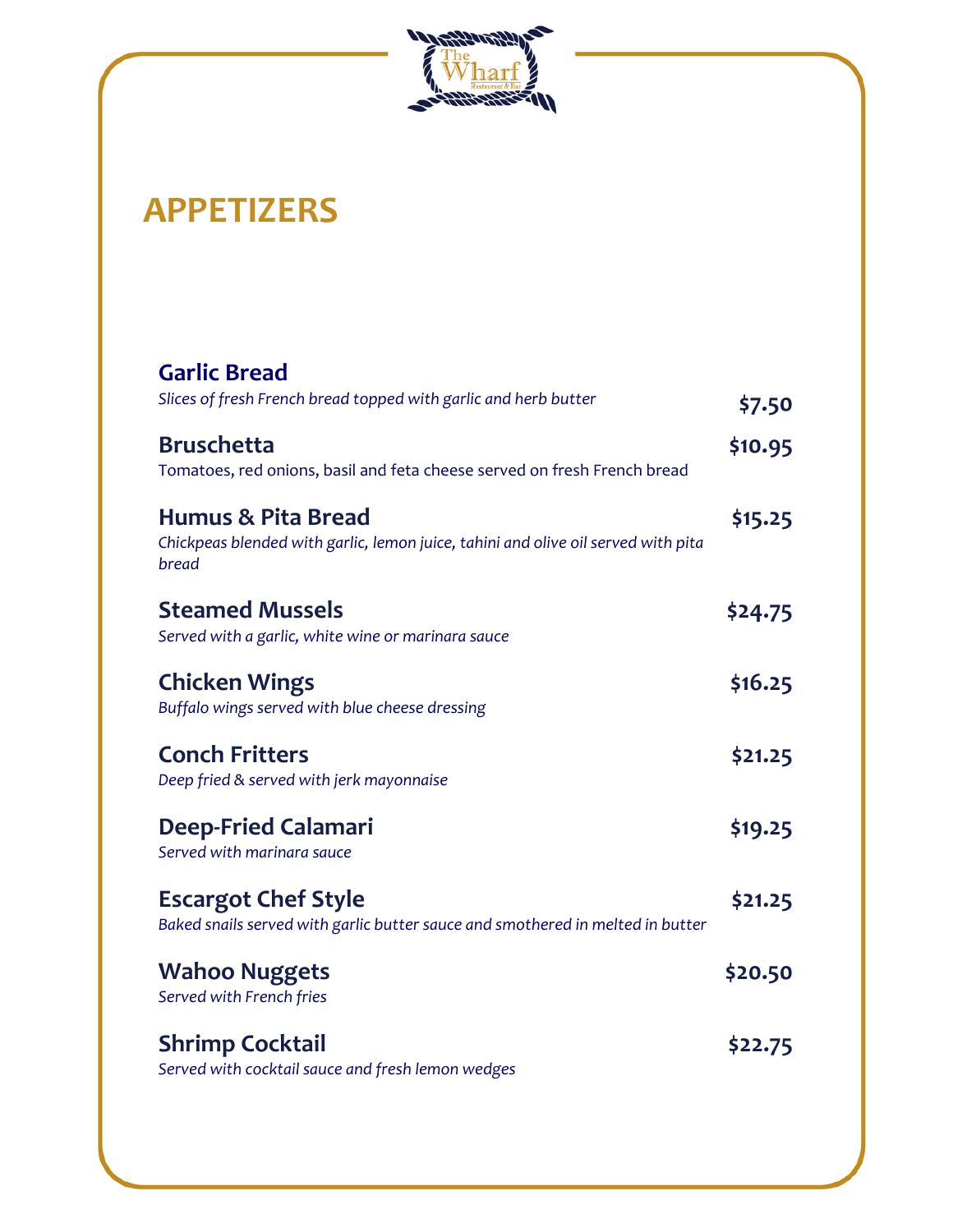# APPETIZERS

**Garlic Bread** **$7.50**
*Slices of fresh French bread topped with garlic and herb butter*

**Bruschetta** **$10.95**
Tomatoes, red onions, basil and feta cheese served on fresh French bread

**Humus & Pita Bread** **$15.25**
*Chickpeas blended with garlic, lemon juice, tahini and olive oil served with pita bread*

**Steamed Mussels** **$24.75**
*Served with a garlic, white wine or marinara sauce*

**Chicken Wings** **$16.25**
*Buffalo wings served with blue cheese dressing*

**Conch Fritters** **$21.25**
*Deep fried & served with jerk mayonnaise*

**Deep-Fried Calamari** **$19.25**
*Served with marinara sauce*

**Escargot Chef Style** **$21.25**
*Baked snails served with garlic butter sauce and smothered in melted in butter*

**Wahoo Nuggets** **$20.50**
*Served with French fries*

**Shrimp Cocktail** **$22.75**
*Served with cocktail sauce and fresh lemon wedges*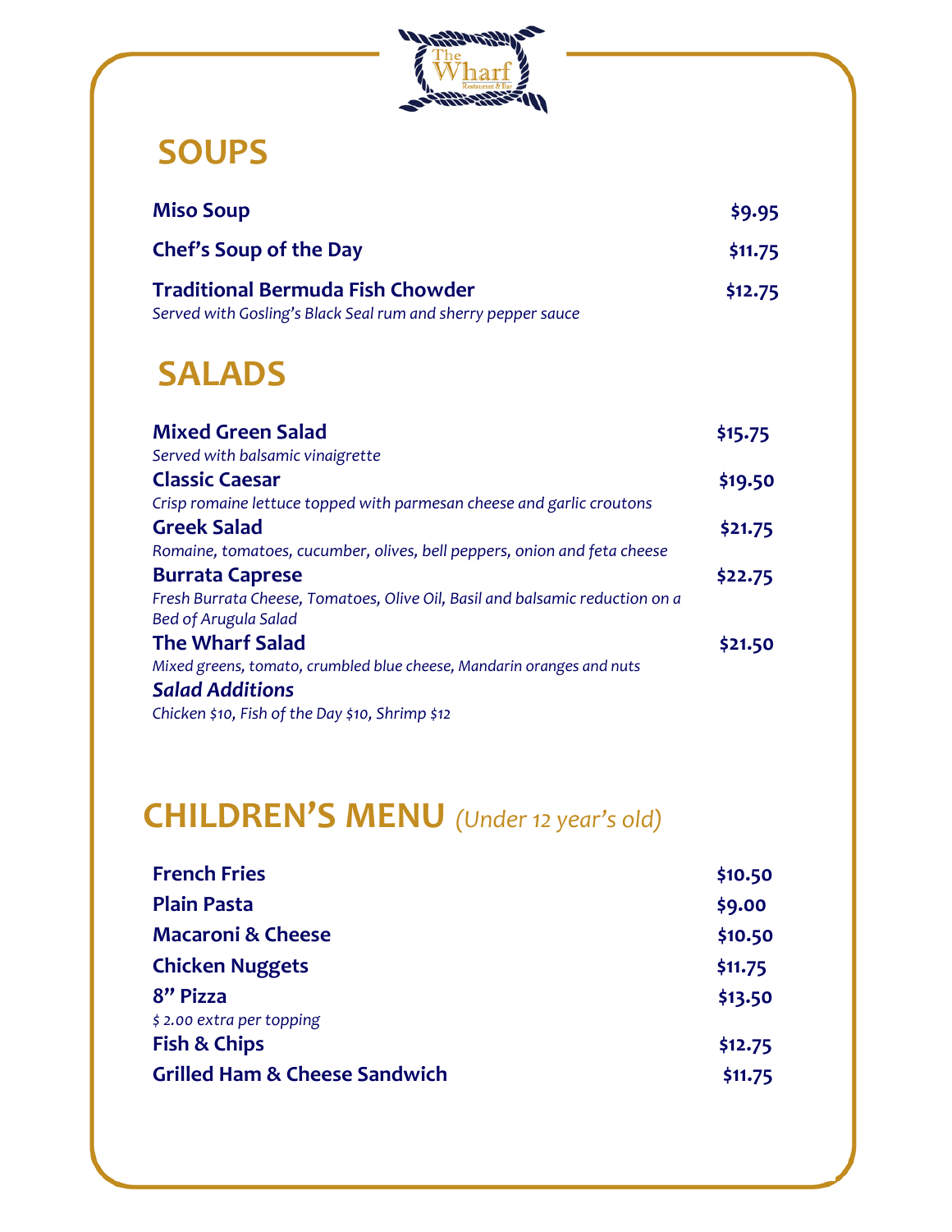The Wharf
Restaurant & Bar

## SOUPS

**Miso Soup** **$9.95**

**Chef's Soup of the Day** **$11.75**

**Traditional Bermuda Fish Chowder** **$12.75**
*Served with Gosling's Black Seal rum and sherry pepper sauce*

## SALADS

**Mixed Green Salad** **$15.75**
*Served with balsamic vinaigrette*

**Classic Caesar** **$19.50**
*Crisp romaine lettuce topped with parmesan cheese and garlic croutons*

**Greek Salad** **$21.75**
*Romaine, tomatoes, cucumber, olives, bell peppers, onion and feta cheese*

**Burrata Caprese** **$22.75**
*Fresh Burrata Cheese, Tomatoes, Olive Oil, Basil and balsamic reduction on a Bed of Arugula Salad*

**The Wharf Salad** **$21.50**
*Mixed greens, tomato, crumbled blue cheese, Mandarin oranges and nuts*

***Salad Additions***
*Chicken $10, Fish of the Day $10, Shrimp $12*

## CHILDREN'S MENU *(Under 12 year's old)*

**French Fries** **$10.50**

**Plain Pasta** **$9.00**

**Macaroni & Cheese** **$10.50**

**Chicken Nuggets** **$11.75**

**8" Pizza** **$13.50**
*$ 2.00 extra per topping*

**Fish & Chips** **$12.75**

**Grilled Ham & Cheese Sandwich** **$11.75**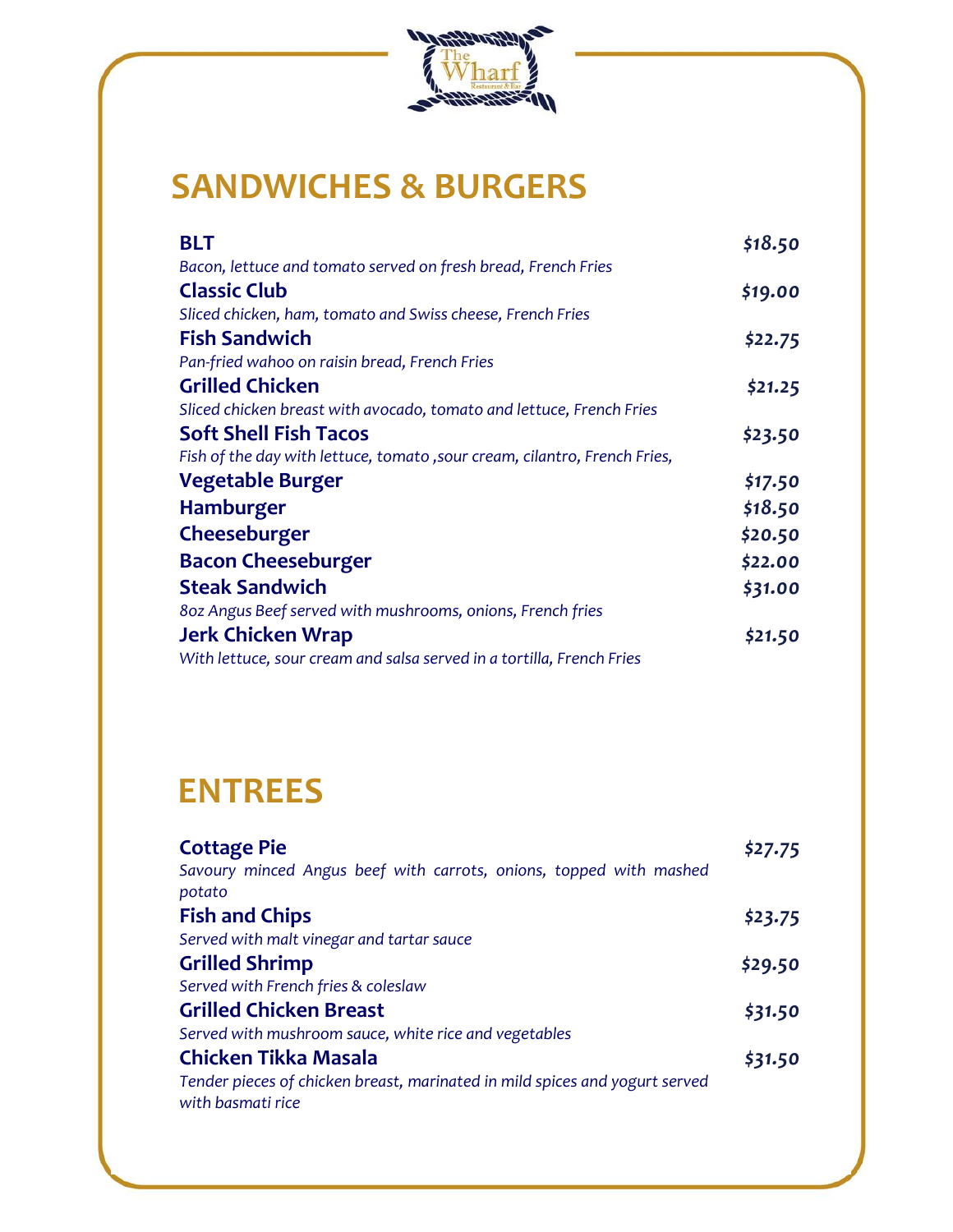## SANDWICHES & BURGERS

**BLT** — ***$18.50***
*Bacon, lettuce and tomato served on fresh bread, French Fries*

**Classic Club** — ***$19.00***
*Sliced chicken, ham, tomato and Swiss cheese, French Fries*

**Fish Sandwich** — ***$22.75***
*Pan-fried wahoo on raisin bread, French Fries*

**Grilled Chicken** — ***$21.25***
*Sliced chicken breast with avocado, tomato and lettuce, French Fries*

**Soft Shell Fish Tacos** — ***$23.50***
*Fish of the day with lettuce, tomato ,sour cream, cilantro, French Fries,*

**Vegetable Burger** — ***$17.50***

**Hamburger** — ***$18.50***

**Cheeseburger** — ***$20.50***

**Bacon Cheeseburger** — ***$22.00***

**Steak Sandwich** — ***$31.00***
*8oz Angus Beef served with mushrooms, onions, French fries*

**Jerk Chicken Wrap** — ***$21.50***
*With lettuce, sour cream and salsa served in a tortilla, French Fries*

## ENTREES

**Cottage Pie** — ***$27.75***
*Savoury minced Angus beef with carrots, onions, topped with mashed potato*

**Fish and Chips** — ***$23.75***
*Served with malt vinegar and tartar sauce*

**Grilled Shrimp** — ***$29.50***
*Served with French fries & coleslaw*

**Grilled Chicken Breast** — ***$31.50***
*Served with mushroom sauce, white rice and vegetables*

**Chicken Tikka Masala** — ***$31.50***
*Tender pieces of chicken breast, marinated in mild spices and yogurt served with basmati rice*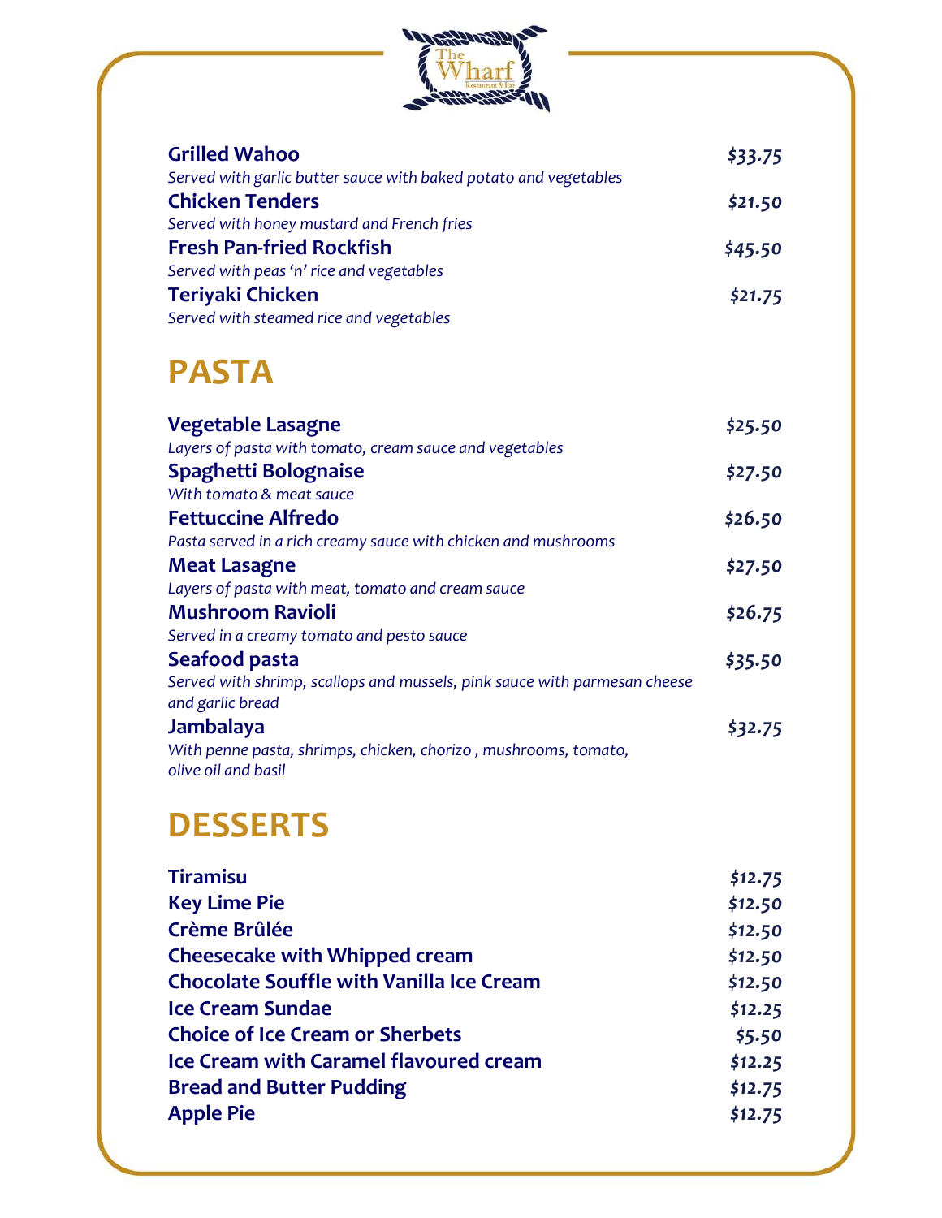**Grilled Wahoo** *$33.75*
*Served with garlic butter sauce with baked potato and vegetables*

**Chicken Tenders** *$21.50*
*Served with honey mustard and French fries*

**Fresh Pan-fried Rockfish** *$45.50*
*Served with peas 'n' rice and vegetables*

**Teriyaki Chicken** *$21.75*
*Served with steamed rice and vegetables*

## PASTA

**Vegetable Lasagne** *$25.50*
*Layers of pasta with tomato, cream sauce and vegetables*

**Spaghetti Bolognaise** *$27.50*
*With tomato & meat sauce*

**Fettuccine Alfredo** *$26.50*
*Pasta served in a rich creamy sauce with chicken and mushrooms*

**Meat Lasagne** *$27.50*
*Layers of pasta with meat, tomato and cream sauce*

**Mushroom Ravioli** *$26.75*
*Served in a creamy tomato and pesto sauce*

**Seafood pasta** *$35.50*
*Served with shrimp, scallops and mussels, pink sauce with parmesan cheese and garlic bread*

**Jambalaya** *$32.75*
*With penne pasta, shrimps, chicken, chorizo , mushrooms, tomato, olive oil and basil*

## DESSERTS

**Tiramisu** *$12.75*
**Key Lime Pie** *$12.50*
**Crème Brûlée** *$12.50*
**Cheesecake with Whipped cream** *$12.50*
**Chocolate Souffle with Vanilla Ice Cream** *$12.50*
**Ice Cream Sundae** *$12.25*
**Choice of Ice Cream or Sherbets** *$5.50*
**Ice Cream with Caramel flavoured cream** *$12.25*
**Bread and Butter Pudding** *$12.75*
**Apple Pie** *$12.75*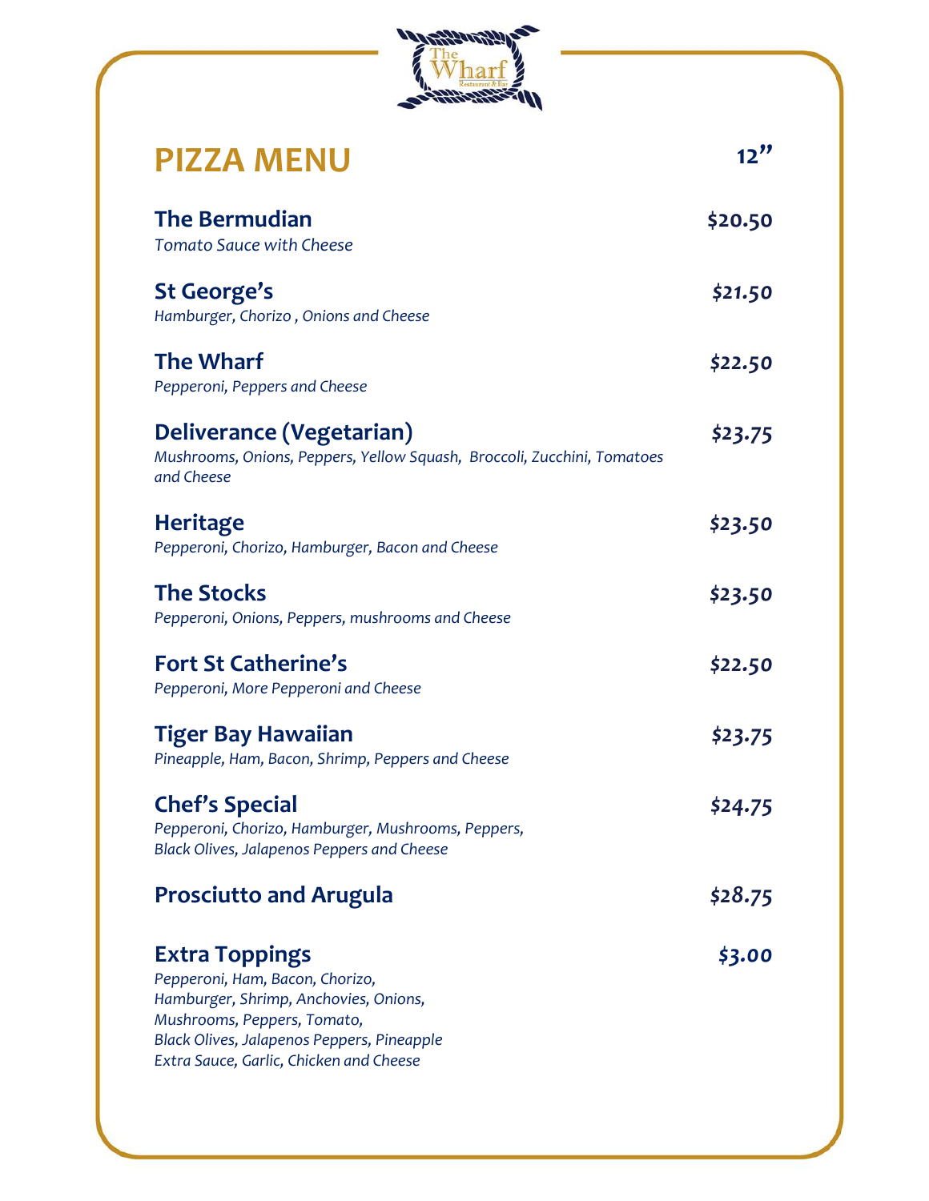# PIZZA MENU

**12"**

## The Bermudian
*Tomato Sauce with Cheese*

**$20.50**

## St George's
*Hamburger, Chorizo , Onions and Cheese*

***$21.50***

## The Wharf
*Pepperoni, Peppers and Cheese*

***$22.50***

## Deliverance (Vegetarian)
*Mushrooms, Onions, Peppers, Yellow Squash, Broccoli, Zucchini, Tomatoes and Cheese*

***$23.75***

## Heritage
*Pepperoni, Chorizo, Hamburger, Bacon and Cheese*

***$23.50***

## The Stocks
*Pepperoni, Onions, Peppers, mushrooms and Cheese*

***$23.50***

## Fort St Catherine's
*Pepperoni, More Pepperoni and Cheese*

***$22.50***

## Tiger Bay Hawaiian
*Pineapple, Ham, Bacon, Shrimp, Peppers and Cheese*

***$23.75***

## Chef's Special
*Pepperoni, Chorizo, Hamburger, Mushrooms, Peppers,*
*Black Olives, Jalapenos Peppers and Cheese*

***$24.75***

## Prosciutto and Arugula

***$28.75***

## Extra Toppings
*Pepperoni, Ham, Bacon, Chorizo,*
*Hamburger, Shrimp, Anchovies, Onions,*
*Mushrooms, Peppers, Tomato,*
*Black Olives, Jalapenos Peppers, Pineapple*
*Extra Sauce, Garlic, Chicken and Cheese*

***$3.00***